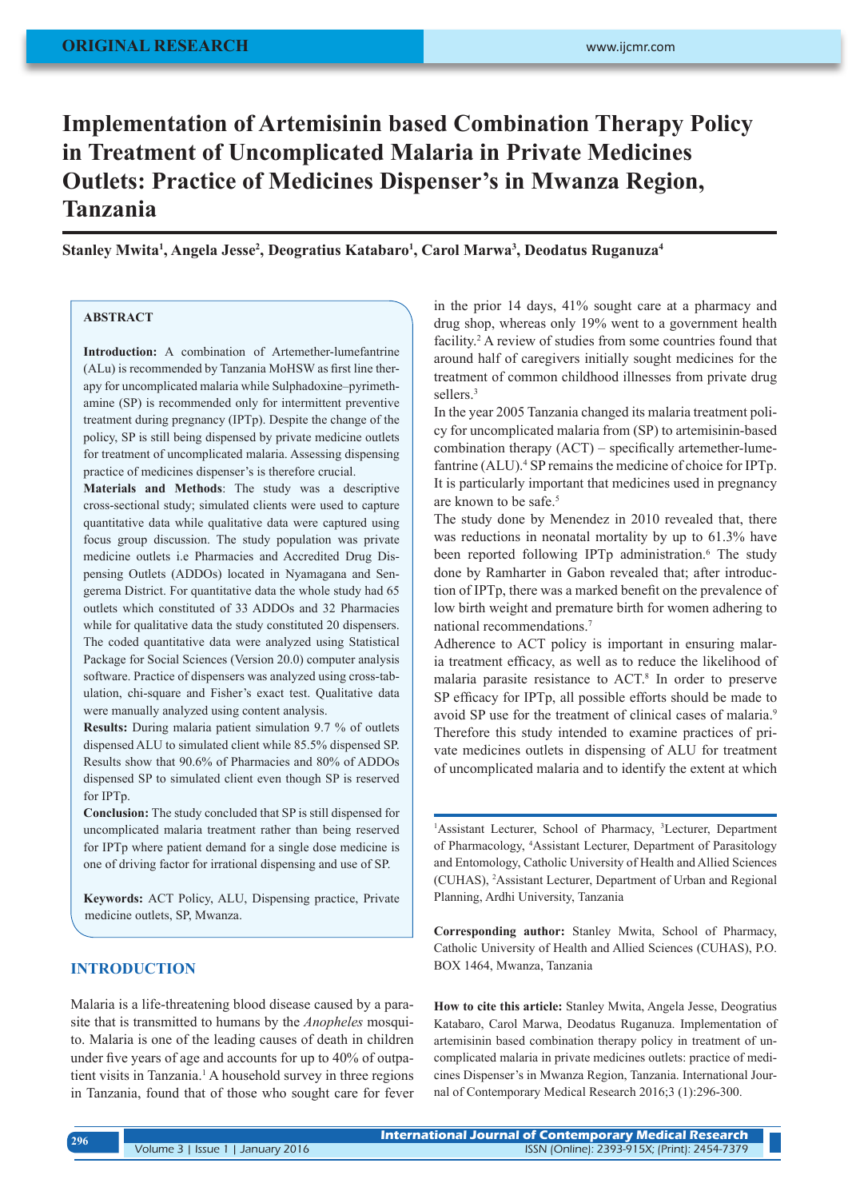# Implementation of Artemisinin based Combination Therapy Policy in Treatment of Uncomplicated Malaria in Private Medicines Outlets: Practice of Medicines Dispenser's in Mwanza Region, Tanzania

**Stanley Mwita[1], Angela Jesse[2], Deogratius Katabaro[1], Carol Marwa[3], Deodatus Ruganuza[4]**

## ABSTRACT

**Introduction:** A combination of Artemether-lumefantrine (ALu) is recommended by Tanzania MoHSW as first line therapy for uncomplicated malaria while Sulphadoxine–pyrimethamine (SP) is recommended only for intermittent preventive treatment during pregnancy (IPTp). Despite the change of the policy, SP is still being dispensed by private medicine outlets for treatment of uncomplicated malaria. Assessing dispensing practice of medicines dispenser's is therefore crucial.

**Materials and Methods**: The study was a descriptive cross-sectional study; simulated clients were used to capture quantitative data while qualitative data were captured using focus group discussion. The study population was private medicine outlets i.e Pharmacies and Accredited Drug Dispensing Outlets (ADDOs) located in Nyamagana and Sengerema District. For quantitative data the whole study had 65 outlets which constituted of 33 ADDOs and 32 Pharmacies while for qualitative data the study constituted 20 dispensers. The coded quantitative data were analyzed using Statistical Package for Social Sciences (Version 20.0) computer analysis software. Practice of dispensers was analyzed using cross-tabulation, chi-square and Fisher's exact test. Qualitative data were manually analyzed using content analysis.

**Results:** During malaria patient simulation 9.7 % of outlets dispensed ALU to simulated client while 85.5% dispensed SP. Results show that 90.6% of Pharmacies and 80% of ADDOs dispensed SP to simulated client even though SP is reserved for IPTp.

**Conclusion:** The study concluded that SP is still dispensed for uncomplicated malaria treatment rather than being reserved for IPTp where patient demand for a single dose medicine is one of driving factor for irrational dispensing and use of SP.

**Keywords:** ACT Policy, ALU, Dispensing practice, Private medicine outlets, SP, Mwanza.

## INTRODUCTION

Malaria is a life-threatening blood disease caused by a parasite that is transmitted to humans by the *Anopheles* mosquito. Malaria is one of the leading causes of death in children under five years of age and accounts for up to 40% of outpatient visits in Tanzania.[1] A household survey in three regions in Tanzania, found that of those who sought care for fever in the prior 14 days, 41% sought care at a pharmacy and drug shop, whereas only 19% went to a government health facility.[2] A review of studies from some countries found that around half of caregivers initially sought medicines for the treatment of common childhood illnesses from private drug sellers.[3]

In the year 2005 Tanzania changed its malaria treatment policy for uncomplicated malaria from (SP) to artemisinin-based combination therapy (ACT) – specifically artemether-lumefantrine (ALU).[4] SP remains the medicine of choice for IPTp. It is particularly important that medicines used in pregnancy are known to be safe.[5]

The study done by Menendez in 2010 revealed that, there was reductions in neonatal mortality by up to 61.3% have been reported following IPTp administration.[6] The study done by Ramharter in Gabon revealed that; after introduction of IPTp, there was a marked benefit on the prevalence of low birth weight and premature birth for women adhering to national recommendations.[7]

Adherence to ACT policy is important in ensuring malaria treatment efficacy, as well as to reduce the likelihood of malaria parasite resistance to ACT.[8] In order to preserve SP efficacy for IPTp, all possible efforts should be made to avoid SP use for the treatment of clinical cases of malaria.[9] Therefore this study intended to examine practices of private medicines outlets in dispensing of ALU for treatment of uncomplicated malaria and to identify the extent at which

---

[1]Assistant Lecturer, School of Pharmacy, [3]Lecturer, Department of Pharmacology, [4]Assistant Lecturer, Department of Parasitology and Entomology, Catholic University of Health and Allied Sciences (CUHAS), [2]Assistant Lecturer, Department of Urban and Regional Planning, Ardhi University, Tanzania

**Corresponding author:** Stanley Mwita, School of Pharmacy, Catholic University of Health and Allied Sciences (CUHAS), P.O. BOX 1464, Mwanza, Tanzania

**How to cite this article:** Stanley Mwita, Angela Jesse, Deogratius Katabaro, Carol Marwa, Deodatus Ruganuza. Implementation of artemisinin based combination therapy policy in treatment of uncomplicated malaria in private medicines outlets: practice of medicines Dispenser's in Mwanza Region, Tanzania. International Journal of Contemporary Medical Research 2016;3 (1):296-300.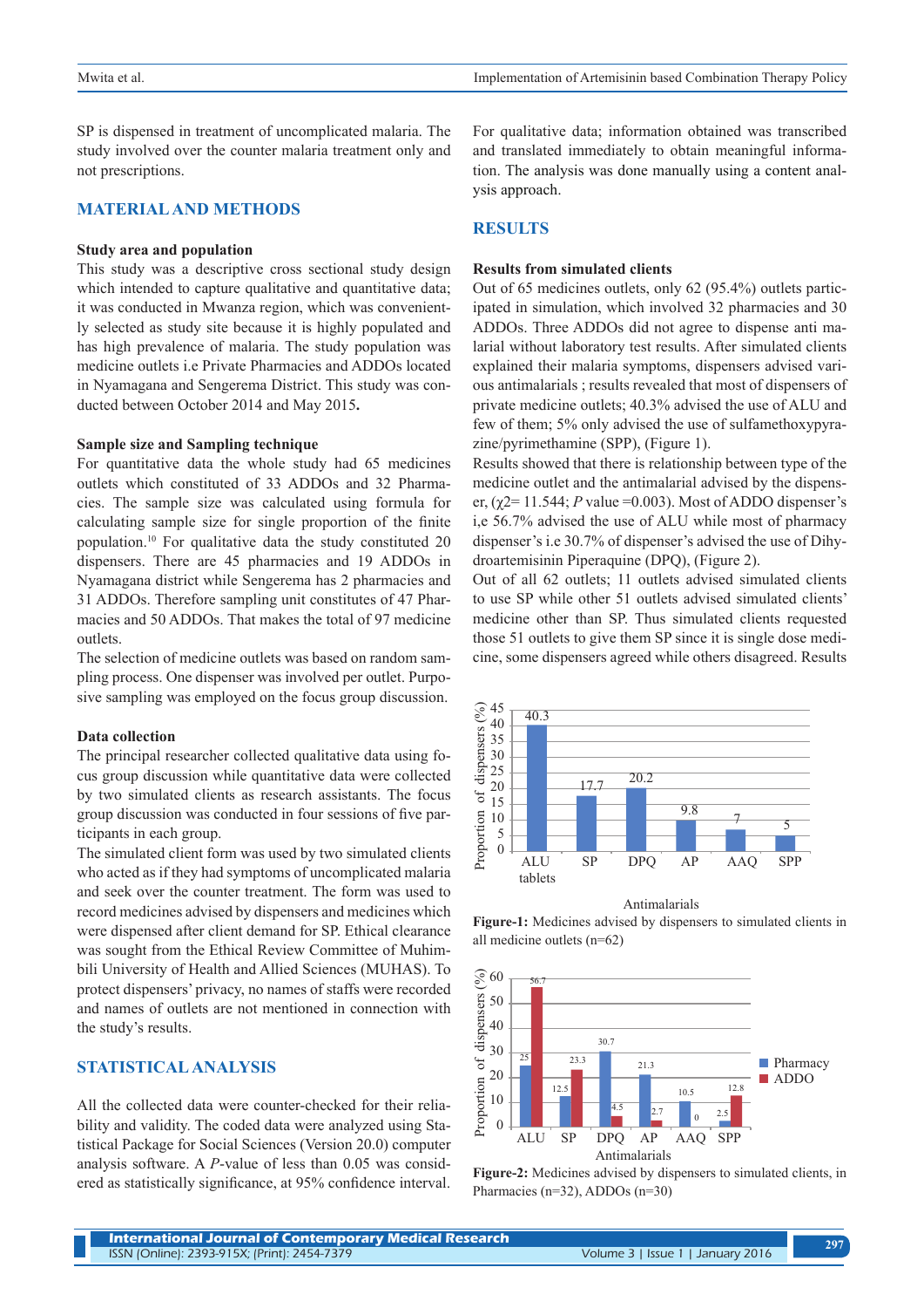SP is dispensed in treatment of uncomplicated malaria. The study involved over the counter malaria treatment only and not prescriptions.

## MATERIAL AND METHODS

### Study area and population

This study was a descriptive cross sectional study design which intended to capture qualitative and quantitative data; it was conducted in Mwanza region, which was conveniently selected as study site because it is highly populated and has high prevalence of malaria. The study population was medicine outlets i.e Private Pharmacies and ADDOs located in Nyamagana and Sengerema District. This study was conducted between October 2014 and May 2015**.**

### Sample size and Sampling technique

For quantitative data the whole study had 65 medicines outlets which constituted of 33 ADDOs and 32 Pharmacies. The sample size was calculated using formula for calculating sample size for single proportion of the finite population.[10] For qualitative data the study constituted 20 dispensers. There are 45 pharmacies and 19 ADDOs in Nyamagana district while Sengerema has 2 pharmacies and 31 ADDOs. Therefore sampling unit constitutes of 47 Pharmacies and 50 ADDOs. That makes the total of 97 medicine outlets.

The selection of medicine outlets was based on random sampling process. One dispenser was involved per outlet. Purposive sampling was employed on the focus group discussion.

### Data collection

The principal researcher collected qualitative data using focus group discussion while quantitative data were collected by two simulated clients as research assistants. The focus group discussion was conducted in four sessions of five participants in each group.

The simulated client form was used by two simulated clients who acted as if they had symptoms of uncomplicated malaria and seek over the counter treatment. The form was used to record medicines advised by dispensers and medicines which were dispensed after client demand for SP. Ethical clearance was sought from the Ethical Review Committee of Muhimbili University of Health and Allied Sciences (MUHAS). To protect dispensers' privacy, no names of staffs were recorded and names of outlets are not mentioned in connection with the study's results.

## STATISTICAL ANALYSIS

All the collected data were counter-checked for their reliability and validity. The coded data were analyzed using Statistical Package for Social Sciences (Version 20.0) computer analysis software. A *P*-value of less than 0.05 was considered as statistically significance, at 95% confidence interval.

For qualitative data; information obtained was transcribed and translated immediately to obtain meaningful information. The analysis was done manually using a content analysis approach.

## RESULTS

### Results from simulated clients

Out of 65 medicines outlets, only 62 (95.4%) outlets participated in simulation, which involved 32 pharmacies and 30 ADDOs. Three ADDOs did not agree to dispense anti malarial without laboratory test results. After simulated clients explained their malaria symptoms, dispensers advised various antimalarials ; results revealed that most of dispensers of private medicine outlets; 40.3% advised the use of ALU and few of them; 5% only advised the use of sulfamethoxypyrazine/pyrimethamine (SPP), (Figure 1).

Results showed that there is relationship between type of the medicine outlet and the antimalarial advised by the dispenser, ($\chi 2$= 11.544; *P* value =0.003). Most of ADDO dispenser's i,e 56.7% advised the use of ALU while most of pharmacy dispenser's i.e 30.7% of dispenser's advised the use of Dihydroartemisinin Piperaquine (DPQ), (Figure 2).

Out of all 62 outlets; 11 outlets advised simulated clients to use SP while other 51 outlets advised simulated clients' medicine other than SP. Thus simulated clients requested those 51 outlets to give them SP since it is single dose medicine, some dispensers agreed while others disagreed. Results

| Antimalarials | Proportion of dispensers (%) |
|---|---|
| ALU tablets | 40.3 |
| SP | 17.7 |
| DPQ | 20.2 |
| AP | 9.8 |
| AAQ | 7 |
| SPP | 5 |

**Figure-1:** Medicines advised by dispensers to simulated clients in all medicine outlets (n=62)

| Antimalarials | Pharmacy (%) | ADDO (%) |
|---|---|---|
| ALU | 25 | 56.7 |
| SP | 12.5 | 23.3 |
| DPQ | 30.7 | 4.5 |
| AP | 21.3 | 2.7 |
| AAQ | 10.5 | 0 |
| SPP | 2.5 | 12.8 |

**Figure-2:** Medicines advised by dispensers to simulated clients, in Pharmacies (n=32), ADDOs (n=30)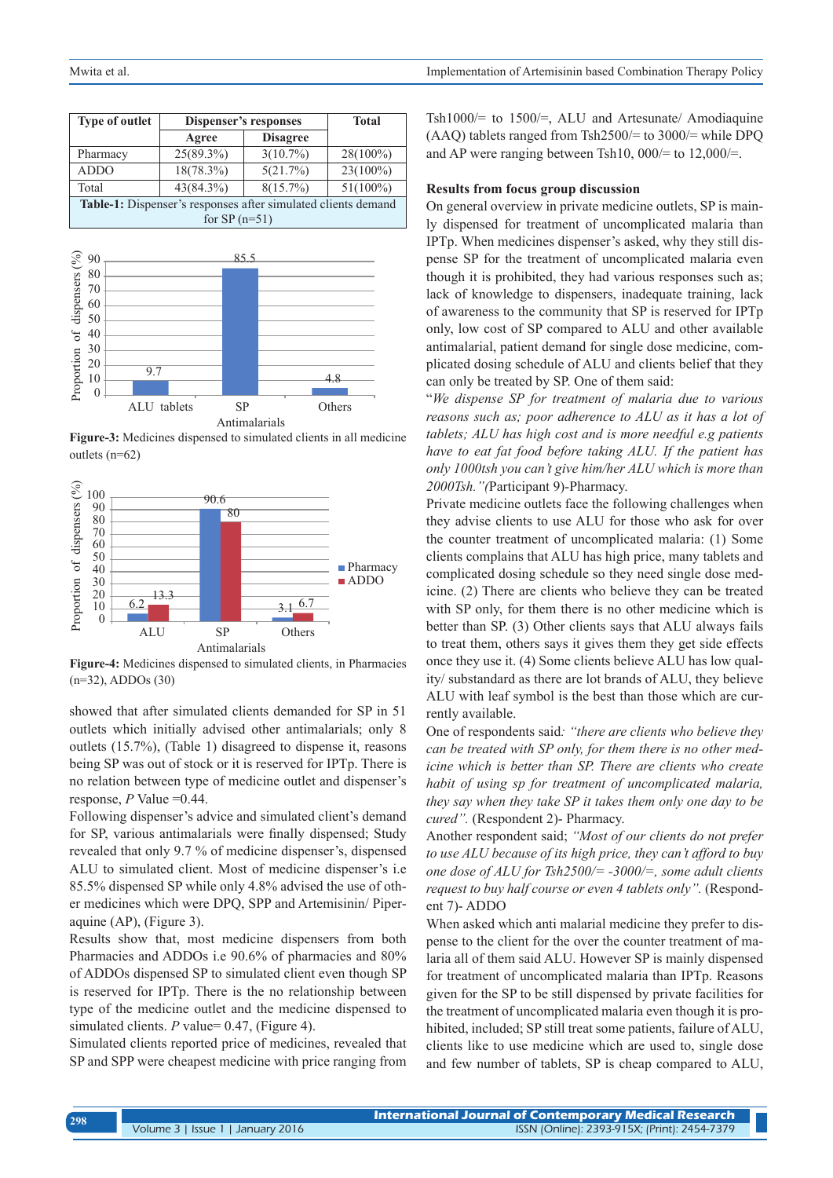| Type of outlet | Dispenser's responses | | Total |
|---|---|---|---|
| | Agree | Disagree | |
| Pharmacy | 25(89.3%) | 3(10.7%) | 28(100%) |
| ADDO | 18(78.3%) | 5(21.7%) | 23(100%) |
| Total | 43(84.3%) | 8(15.7%) | 51(100%) |

**Table-1:** Dispenser's responses after simulated clients demand for SP (n=51)

**Figure-3:** Medicines dispensed to simulated clients in all medicine outlets (n=62)

**Figure-4:** Medicines dispensed to simulated clients, in Pharmacies (n=32), ADDOs (30)

showed that after simulated clients demanded for SP in 51 outlets which initially advised other antimalarials; only 8 outlets (15.7%), (Table 1) disagreed to dispense it, reasons being SP was out of stock or it is reserved for IPTp. There is no relation between type of medicine outlet and dispenser's response, *P* Value =0.44.

Following dispenser's advice and simulated client's demand for SP, various antimalarials were finally dispensed; Study revealed that only 9.7 % of medicine dispenser's, dispensed ALU to simulated client. Most of medicine dispenser's i.e 85.5% dispensed SP while only 4.8% advised the use of other medicines which were DPQ, SPP and Artemisinin/ Piperaquine (AP), (Figure 3).

Results show that, most medicine dispensers from both Pharmacies and ADDOs i.e 90.6% of pharmacies and 80% of ADDOs dispensed SP to simulated client even though SP is reserved for IPTp. There is the no relationship between type of the medicine outlet and the medicine dispensed to simulated clients. *P* value= 0.47, (Figure 4).

Simulated clients reported price of medicines, revealed that SP and SPP were cheapest medicine with price ranging from Tsh1000/= to 1500/=, ALU and Artesunate/ Amodiaquine (AAQ) tablets ranged from Tsh2500/= to 3000/= while DPQ and AP were ranging between Tsh10, 000/= to 12,000/=.

### Results from focus group discussion

On general overview in private medicine outlets, SP is mainly dispensed for treatment of uncomplicated malaria than IPTp. When medicines dispenser's asked, why they still dispense SP for the treatment of uncomplicated malaria even though it is prohibited, they had various responses such as; lack of knowledge to dispensers, inadequate training, lack of awareness to the community that SP is reserved for IPTp only, low cost of SP compared to ALU and other available antimalarial, patient demand for single dose medicine, complicated dosing schedule of ALU and clients belief that they can only be treated by SP. One of them said:

"*We dispense SP for treatment of malaria due to various reasons such as; poor adherence to ALU as it has a lot of tablets; ALU has high cost and is more needful e.g patients have to eat fat food before taking ALU. If the patient has only 1000tsh you can't give him/her ALU which is more than 2000Tsh."(*Participant 9)-Pharmacy.

Private medicine outlets face the following challenges when they advise clients to use ALU for those who ask for over the counter treatment of uncomplicated malaria: (1) Some clients complains that ALU has high price, many tablets and complicated dosing schedule so they need single dose medicine. (2) There are clients who believe they can be treated with SP only, for them there is no other medicine which is better than SP. (3) Other clients says that ALU always fails to treat them, others says it gives them they get side effects once they use it. (4) Some clients believe ALU has low quality/ substandard as there are lot brands of ALU, they believe ALU with leaf symbol is the best than those which are currently available.

One of respondents said*: "there are clients who believe they can be treated with SP only, for them there is no other medicine which is better than SP. There are clients who create habit of using sp for treatment of uncomplicated malaria, they say when they take SP it takes them only one day to be cured".* (Respondent 2)- Pharmacy.

Another respondent said; *"Most of our clients do not prefer to use ALU because of its high price, they can't afford to buy one dose of ALU for Tsh2500/= -3000/=, some adult clients request to buy half course or even 4 tablets only".* (Respondent 7)- ADDO

When asked which anti malarial medicine they prefer to dispense to the client for the over the counter treatment of malaria all of them said ALU. However SP is mainly dispensed for treatment of uncomplicated malaria than IPTp. Reasons given for the SP to be still dispensed by private facilities for the treatment of uncomplicated malaria even though it is prohibited, included; SP still treat some patients, failure of ALU, clients like to use medicine which are used to, single dose and few number of tablets, SP is cheap compared to ALU,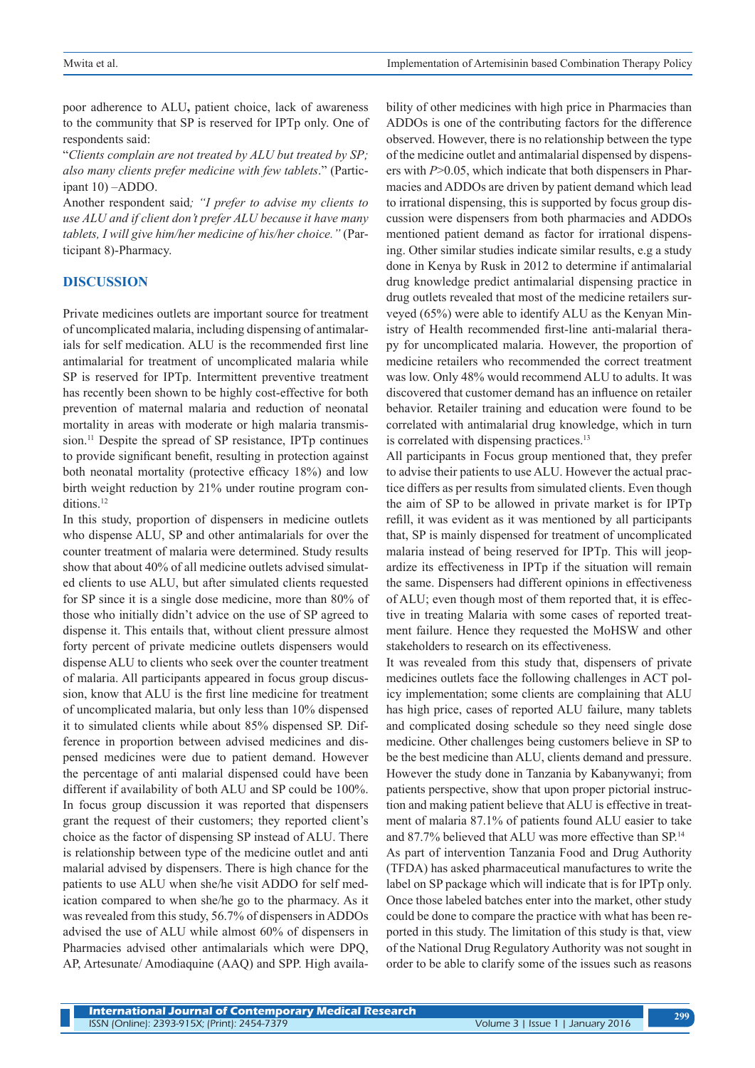poor adherence to ALU**,** patient choice, lack of awareness to the community that SP is reserved for IPTp only. One of respondents said:

"*Clients complain are not treated by ALU but treated by SP; also many clients prefer medicine with few tablets*." (Participant 10) –ADDO.

Another respondent said*; "I prefer to advise my clients to use ALU and if client don't prefer ALU because it have many tablets, I will give him/her medicine of his/her choice."* (Participant 8)-Pharmacy.

## DISCUSSION

Private medicines outlets are important source for treatment of uncomplicated malaria, including dispensing of antimalarials for self medication. ALU is the recommended first line antimalarial for treatment of uncomplicated malaria while SP is reserved for IPTp. Intermittent preventive treatment has recently been shown to be highly cost-effective for both prevention of maternal malaria and reduction of neonatal mortality in areas with moderate or high malaria transmission.[11] Despite the spread of SP resistance, IPTp continues to provide significant benefit, resulting in protection against both neonatal mortality (protective efficacy 18%) and low birth weight reduction by 21% under routine program conditions.[12]

In this study, proportion of dispensers in medicine outlets who dispense ALU, SP and other antimalarials for over the counter treatment of malaria were determined. Study results show that about 40% of all medicine outlets advised simulated clients to use ALU, but after simulated clients requested for SP since it is a single dose medicine, more than 80% of those who initially didn't advice on the use of SP agreed to dispense it. This entails that, without client pressure almost forty percent of private medicine outlets dispensers would dispense ALU to clients who seek over the counter treatment of malaria. All participants appeared in focus group discussion, know that ALU is the first line medicine for treatment of uncomplicated malaria, but only less than 10% dispensed it to simulated clients while about 85% dispensed SP. Difference in proportion between advised medicines and dispensed medicines were due to patient demand. However the percentage of anti malarial dispensed could have been different if availability of both ALU and SP could be 100%. In focus group discussion it was reported that dispensers grant the request of their customers; they reported client's choice as the factor of dispensing SP instead of ALU. There is relationship between type of the medicine outlet and anti malarial advised by dispensers. There is high chance for the patients to use ALU when she/he visit ADDO for self medication compared to when she/he go to the pharmacy. As it was revealed from this study, 56.7% of dispensers in ADDOs advised the use of ALU while almost 60% of dispensers in Pharmacies advised other antimalarials which were DPQ, AP, Artesunate/ Amodiaquine (AAQ) and SPP. High availability of other medicines with high price in Pharmacies than ADDOs is one of the contributing factors for the difference observed. However, there is no relationship between the type of the medicine outlet and antimalarial dispensed by dispensers with $P>0.05$, which indicate that both dispensers in Pharmacies and ADDOs are driven by patient demand which lead to irrational dispensing, this is supported by focus group discussion were dispensers from both pharmacies and ADDOs mentioned patient demand as factor for irrational dispensing. Other similar studies indicate similar results, e.g a study done in Kenya by Rusk in 2012 to determine if antimalarial drug knowledge predict antimalarial dispensing practice in drug outlets revealed that most of the medicine retailers surveyed (65%) were able to identify ALU as the Kenyan Ministry of Health recommended first-line anti-malarial therapy for uncomplicated malaria. However, the proportion of medicine retailers who recommended the correct treatment was low. Only 48% would recommend ALU to adults. It was discovered that customer demand has an influence on retailer behavior. Retailer training and education were found to be correlated with antimalarial drug knowledge, which in turn is correlated with dispensing practices.[13]

All participants in Focus group mentioned that, they prefer to advise their patients to use ALU. However the actual practice differs as per results from simulated clients. Even though the aim of SP to be allowed in private market is for IPTp refill, it was evident as it was mentioned by all participants that, SP is mainly dispensed for treatment of uncomplicated malaria instead of being reserved for IPTp. This will jeopardize its effectiveness in IPTp if the situation will remain the same. Dispensers had different opinions in effectiveness of ALU; even though most of them reported that, it is effective in treating Malaria with some cases of reported treatment failure. Hence they requested the MoHSW and other stakeholders to research on its effectiveness.

It was revealed from this study that, dispensers of private medicines outlets face the following challenges in ACT policy implementation; some clients are complaining that ALU has high price, cases of reported ALU failure, many tablets and complicated dosing schedule so they need single dose medicine. Other challenges being customers believe in SP to be the best medicine than ALU, clients demand and pressure. However the study done in Tanzania by Kabanywanyi; from patients perspective, show that upon proper pictorial instruction and making patient believe that ALU is effective in treatment of malaria 87.1% of patients found ALU easier to take and 87.7% believed that ALU was more effective than SP.[14]

As part of intervention Tanzania Food and Drug Authority (TFDA) has asked pharmaceutical manufactures to write the label on SP package which will indicate that is for IPTp only. Once those labeled batches enter into the market, other study could be done to compare the practice with what has been reported in this study. The limitation of this study is that, view of the National Drug Regulatory Authority was not sought in order to be able to clarify some of the issues such as reasons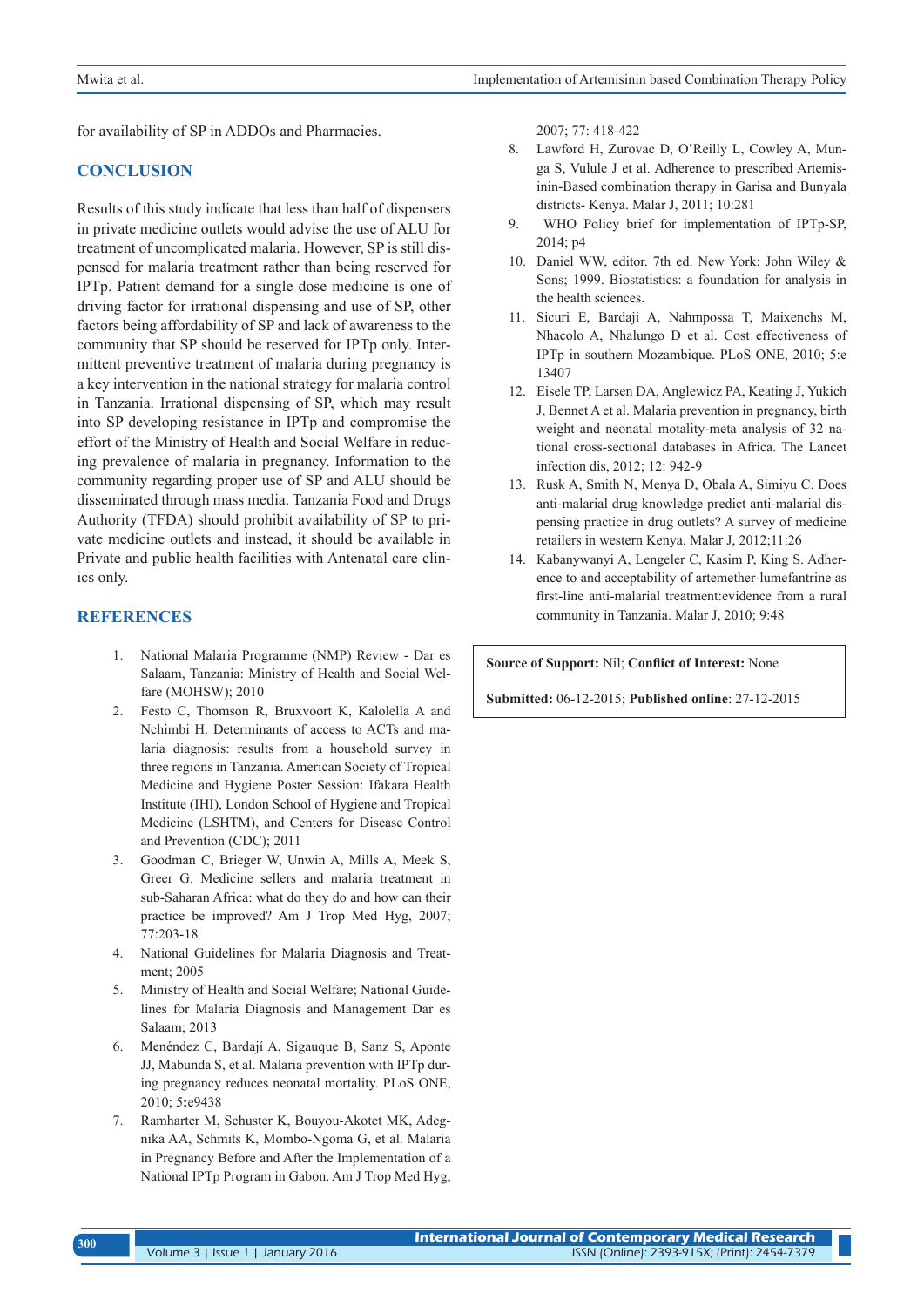for availability of SP in ADDOs and Pharmacies.

## CONCLUSION

Results of this study indicate that less than half of dispensers in private medicine outlets would advise the use of ALU for treatment of uncomplicated malaria. However, SP is still dispensed for malaria treatment rather than being reserved for IPTp. Patient demand for a single dose medicine is one of driving factor for irrational dispensing and use of SP, other factors being affordability of SP and lack of awareness to the community that SP should be reserved for IPTp only. Intermittent preventive treatment of malaria during pregnancy is a key intervention in the national strategy for malaria control in Tanzania. Irrational dispensing of SP, which may result into SP developing resistance in IPTp and compromise the effort of the Ministry of Health and Social Welfare in reducing prevalence of malaria in pregnancy. Information to the community regarding proper use of SP and ALU should be disseminated through mass media. Tanzania Food and Drugs Authority (TFDA) should prohibit availability of SP to private medicine outlets and instead, it should be available in Private and public health facilities with Antenatal care clinics only.

## REFERENCES

1. National Malaria Programme (NMP) Review - Dar es Salaam, Tanzania: Ministry of Health and Social Welfare (MOHSW); 2010
2. Festo C, Thomson R, Bruxvoort K, Kalolella A and Nchimbi H. Determinants of access to ACTs and malaria diagnosis: results from a household survey in three regions in Tanzania. American Society of Tropical Medicine and Hygiene Poster Session: Ifakara Health Institute (IHI), London School of Hygiene and Tropical Medicine (LSHTM), and Centers for Disease Control and Prevention (CDC); 2011
3. Goodman C, Brieger W, Unwin A, Mills A, Meek S, Greer G. Medicine sellers and malaria treatment in sub-Saharan Africa: what do they do and how can their practice be improved? Am J Trop Med Hyg, 2007; 77:203-18
4. National Guidelines for Malaria Diagnosis and Treatment; 2005
5. Ministry of Health and Social Welfare; National Guidelines for Malaria Diagnosis and Management Dar es Salaam; 2013
6. Menéndez C, Bardají A, Sigauque B, Sanz S, Aponte JJ, Mabunda S, et al. Malaria prevention with IPTp during pregnancy reduces neonatal mortality. PLoS ONE, 2010; 5:e9438
7. Ramharter M, Schuster K, Bouyou-Akotet MK, Adegnika AA, Schmits K, Mombo-Ngoma G, et al. Malaria in Pregnancy Before and After the Implementation of a National IPTp Program in Gabon. Am J Trop Med Hyg, 2007; 77: 418-422
8. Lawford H, Zurovac D, O'Reilly L, Cowley A, Munga S, Vulule J et al. Adherence to prescribed Artemisinin-Based combination therapy in Garisa and Bunyala districts- Kenya. Malar J, 2011; 10:281
9. WHO Policy brief for implementation of IPTp-SP, 2014; p4
10. Daniel WW, editor. 7th ed. New York: John Wiley & Sons; 1999. Biostatistics: a foundation for analysis in the health sciences.
11. Sicuri E, Bardaji A, Nahmpossa T, Maixenchs M, Nhacolo A, Nhalungo D et al. Cost effectiveness of IPTp in southern Mozambique. PLoS ONE, 2010; 5:e 13407
12. Eisele TP, Larsen DA, Anglewicz PA, Keating J, Yukich J, Bennet A et al. Malaria prevention in pregnancy, birth weight and neonatal motality-meta analysis of 32 national cross-sectional databases in Africa. The Lancet infection dis, 2012; 12: 942-9
13. Rusk A, Smith N, Menya D, Obala A, Simiyu C. Does anti-malarial drug knowledge predict anti-malarial dispensing practice in drug outlets? A survey of medicine retailers in western Kenya. Malar J, 2012;11:26
14. Kabanywanyi A, Lengeler C, Kasim P, King S. Adherence to and acceptability of artemether-lumefantrine as first-line anti-malarial treatment:evidence from a rural community in Tanzania. Malar J, 2010; 9:48

**Source of Support:** Nil; **Conflict of Interest:** None

**Submitted:** 06-12-2015; **Published online**: 27-12-2015